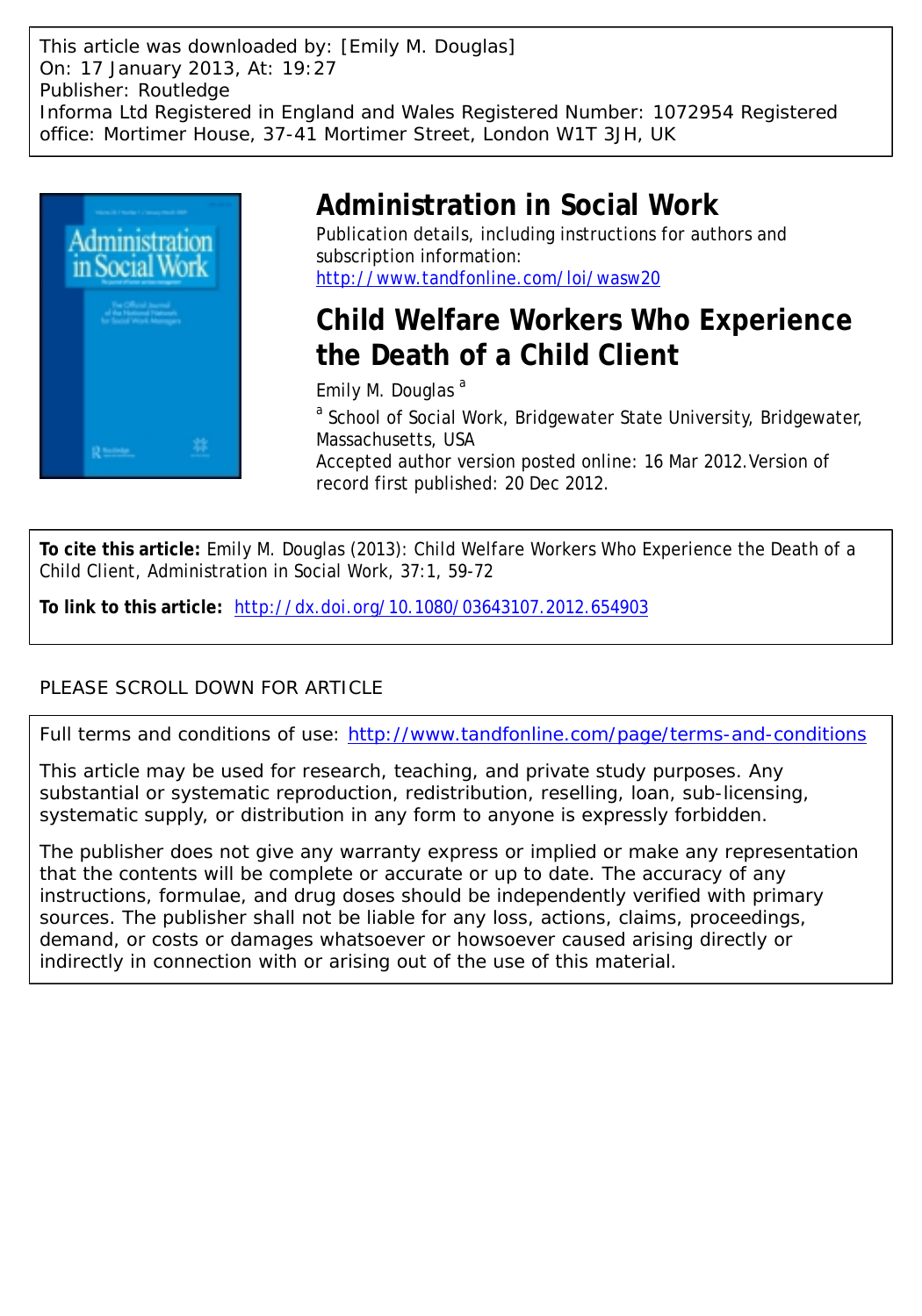This article was downloaded by: [Emily M. Douglas]
On: 17 January 2013, At: 19:27
Publisher: Routledge
Informa Ltd Registered in England and Wales Registered Number: 1072954 Registered office: Mortimer House, 37-41 Mortimer Street, London W1T 3JH, UK

# Administration in Social Work

Publication details, including instructions for authors and subscription information:
http://www.tandfonline.com/loi/wasw20

# Child Welfare Workers Who Experience the Death of a Child Client

Emily M. Douglas [a]

[a] School of Social Work, Bridgewater State University, Bridgewater, Massachusetts, USA

Accepted author version posted online: 16 Mar 2012.Version of record first published: 20 Dec 2012.

**To cite this article:** Emily M. Douglas (2013): Child Welfare Workers Who Experience the Death of a Child Client, Administration in Social Work, 37:1, 59-72

**To link to this article:** http://dx.doi.org/10.1080/03643107.2012.654903

PLEASE SCROLL DOWN FOR ARTICLE

Full terms and conditions of use: http://www.tandfonline.com/page/terms-and-conditions

This article may be used for research, teaching, and private study purposes. Any substantial or systematic reproduction, redistribution, reselling, loan, sub-licensing, systematic supply, or distribution in any form to anyone is expressly forbidden.

The publisher does not give any warranty express or implied or make any representation that the contents will be complete or accurate or up to date. The accuracy of any instructions, formulae, and drug doses should be independently verified with primary sources. The publisher shall not be liable for any loss, actions, claims, proceedings, demand, or costs or damages whatsoever or howsoever caused arising directly or indirectly in connection with or arising out of the use of this material.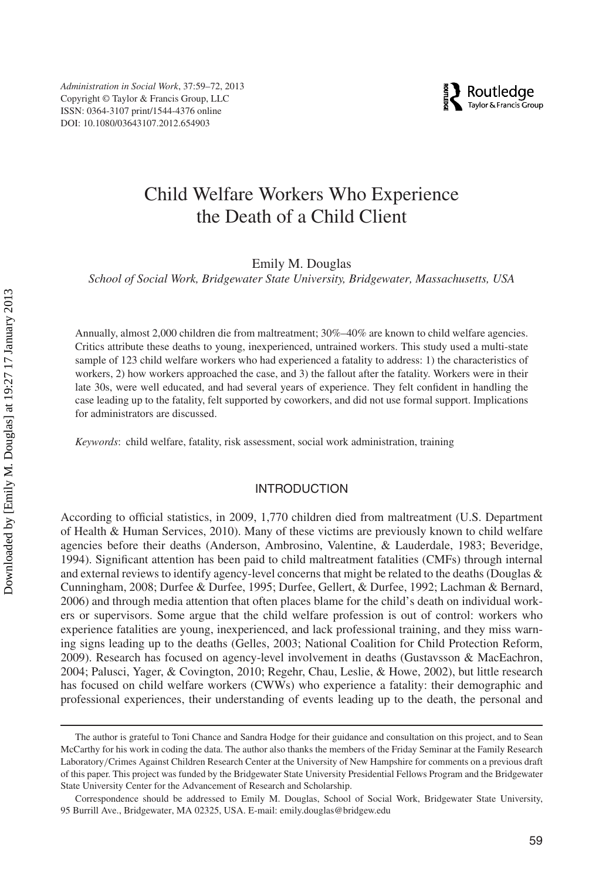# Child Welfare Workers Who Experience the Death of a Child Client

Emily M. Douglas

*School of Social Work, Bridgewater State University, Bridgewater, Massachusetts, USA*

Annually, almost 2,000 children die from maltreatment; 30%–40% are known to child welfare agencies. Critics attribute these deaths to young, inexperienced, untrained workers. This study used a multi-state sample of 123 child welfare workers who had experienced a fatality to address: 1) the characteristics of workers, 2) how workers approached the case, and 3) the fallout after the fatality. Workers were in their late 30s, were well educated, and had several years of experience. They felt confident in handling the case leading up to the fatality, felt supported by coworkers, and did not use formal support. Implications for administrators are discussed.

*Keywords*: child welfare, fatality, risk assessment, social work administration, training

## INTRODUCTION

According to official statistics, in 2009, 1,770 children died from maltreatment (U.S. Department of Health & Human Services, 2010). Many of these victims are previously known to child welfare agencies before their deaths (Anderson, Ambrosino, Valentine, & Lauderdale, 1983; Beveridge, 1994). Significant attention has been paid to child maltreatment fatalities (CMFs) through internal and external reviews to identify agency-level concerns that might be related to the deaths (Douglas & Cunningham, 2008; Durfee & Durfee, 1995; Durfee, Gellert, & Durfee, 1992; Lachman & Bernard, 2006) and through media attention that often places blame for the child's death on individual workers or supervisors. Some argue that the child welfare profession is out of control: workers who experience fatalities are young, inexperienced, and lack professional training, and they miss warning signs leading up to the deaths (Gelles, 2003; National Coalition for Child Protection Reform, 2009). Research has focused on agency-level involvement in deaths (Gustavsson & MacEachron, 2004; Palusci, Yager, & Covington, 2010; Regehr, Chau, Leslie, & Howe, 2002), but little research has focused on child welfare workers (CWWs) who experience a fatality: their demographic and professional experiences, their understanding of events leading up to the death, the personal and

The author is grateful to Toni Chance and Sandra Hodge for their guidance and consultation on this project, and to Sean McCarthy for his work in coding the data. The author also thanks the members of the Friday Seminar at the Family Research Laboratory/Crimes Against Children Research Center at the University of New Hampshire for comments on a previous draft of this paper. This project was funded by the Bridgewater State University Presidential Fellows Program and the Bridgewater State University Center for the Advancement of Research and Scholarship.

Correspondence should be addressed to Emily M. Douglas, School of Social Work, Bridgewater State University, 95 Burrill Ave., Bridgewater, MA 02325, USA. E-mail: emily.douglas@bridgew.edu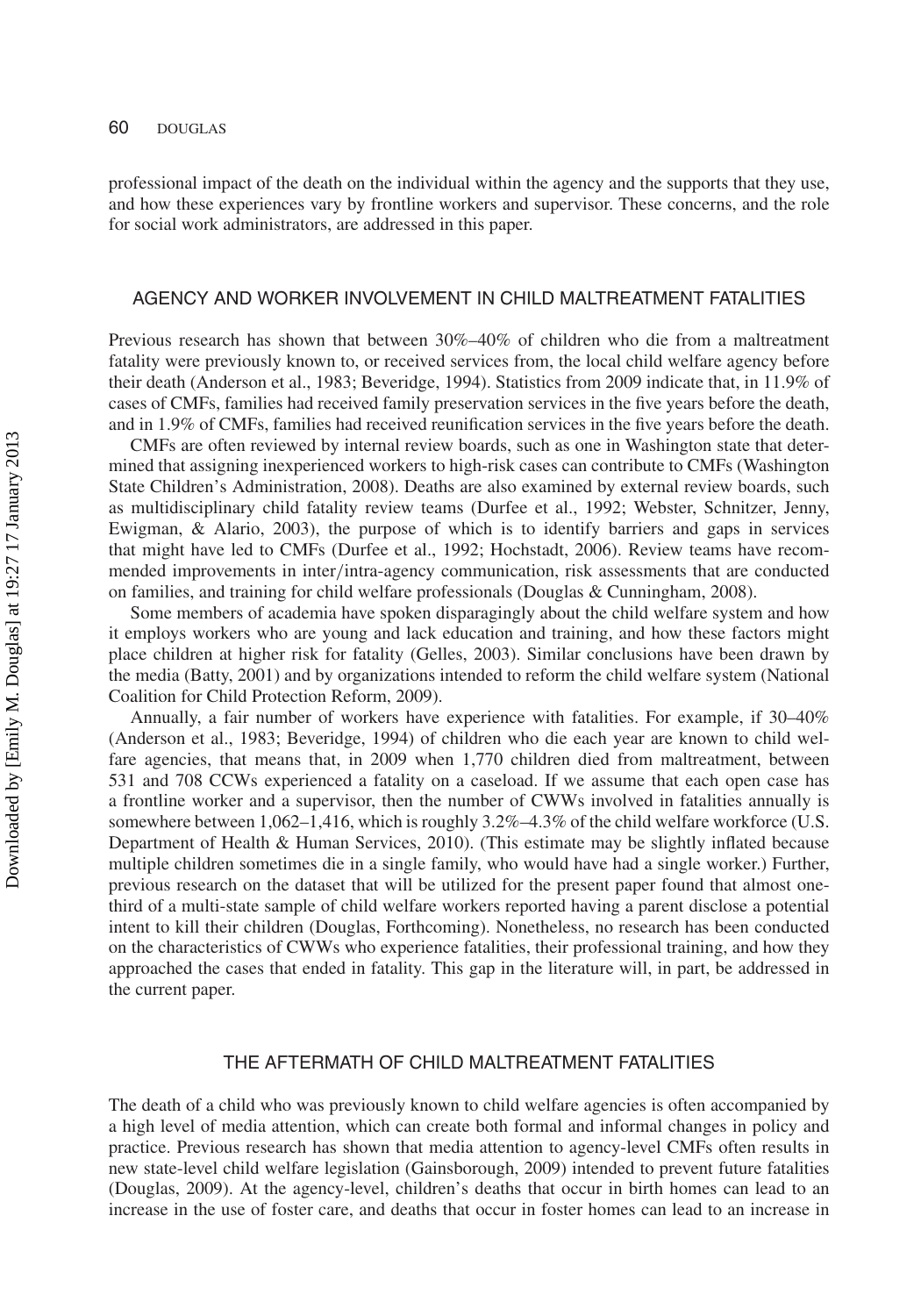professional impact of the death on the individual within the agency and the supports that they use, and how these experiences vary by frontline workers and supervisor. These concerns, and the role for social work administrators, are addressed in this paper.

## AGENCY AND WORKER INVOLVEMENT IN CHILD MALTREATMENT FATALITIES

Previous research has shown that between 30%–40% of children who die from a maltreatment fatality were previously known to, or received services from, the local child welfare agency before their death (Anderson et al., 1983; Beveridge, 1994). Statistics from 2009 indicate that, in 11.9% of cases of CMFs, families had received family preservation services in the five years before the death, and in 1.9% of CMFs, families had received reunification services in the five years before the death.

CMFs are often reviewed by internal review boards, such as one in Washington state that determined that assigning inexperienced workers to high-risk cases can contribute to CMFs (Washington State Children's Administration, 2008). Deaths are also examined by external review boards, such as multidisciplinary child fatality review teams (Durfee et al., 1992; Webster, Schnitzer, Jenny, Ewigman, & Alario, 2003), the purpose of which is to identify barriers and gaps in services that might have led to CMFs (Durfee et al., 1992; Hochstadt, 2006). Review teams have recommended improvements in inter/intra-agency communication, risk assessments that are conducted on families, and training for child welfare professionals (Douglas & Cunningham, 2008).

Some members of academia have spoken disparagingly about the child welfare system and how it employs workers who are young and lack education and training, and how these factors might place children at higher risk for fatality (Gelles, 2003). Similar conclusions have been drawn by the media (Batty, 2001) and by organizations intended to reform the child welfare system (National Coalition for Child Protection Reform, 2009).

Annually, a fair number of workers have experience with fatalities. For example, if 30–40% (Anderson et al., 1983; Beveridge, 1994) of children who die each year are known to child welfare agencies, that means that, in 2009 when 1,770 children died from maltreatment, between 531 and 708 CCWs experienced a fatality on a caseload. If we assume that each open case has a frontline worker and a supervisor, then the number of CWWs involved in fatalities annually is somewhere between 1,062–1,416, which is roughly 3.2%–4.3% of the child welfare workforce (U.S. Department of Health & Human Services, 2010). (This estimate may be slightly inflated because multiple children sometimes die in a single family, who would have had a single worker.) Further, previous research on the dataset that will be utilized for the present paper found that almost one-third of a multi-state sample of child welfare workers reported having a parent disclose a potential intent to kill their children (Douglas, Forthcoming). Nonetheless, no research has been conducted on the characteristics of CWWs who experience fatalities, their professional training, and how they approached the cases that ended in fatality. This gap in the literature will, in part, be addressed in the current paper.

## THE AFTERMATH OF CHILD MALTREATMENT FATALITIES

The death of a child who was previously known to child welfare agencies is often accompanied by a high level of media attention, which can create both formal and informal changes in policy and practice. Previous research has shown that media attention to agency-level CMFs often results in new state-level child welfare legislation (Gainsborough, 2009) intended to prevent future fatalities (Douglas, 2009). At the agency-level, children's deaths that occur in birth homes can lead to an increase in the use of foster care, and deaths that occur in foster homes can lead to an increase in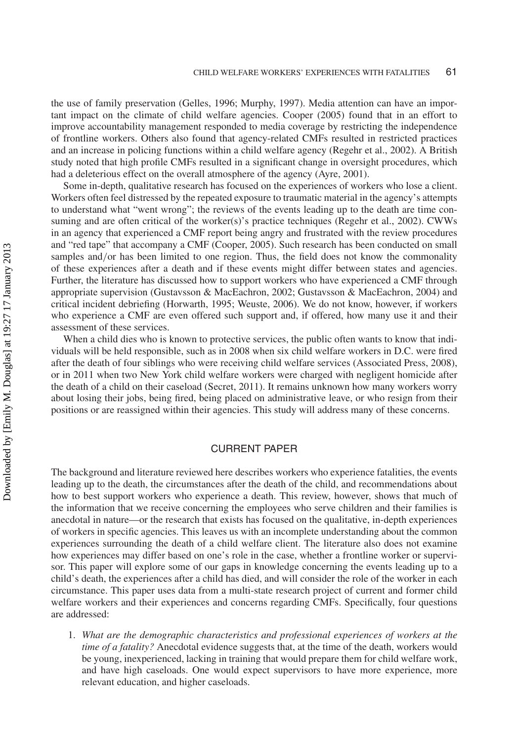the use of family preservation (Gelles, 1996; Murphy, 1997). Media attention can have an important impact on the climate of child welfare agencies. Cooper (2005) found that in an effort to improve accountability management responded to media coverage by restricting the independence of frontline workers. Others also found that agency-related CMFs resulted in restricted practices and an increase in policing functions within a child welfare agency (Regehr et al., 2002). A British study noted that high profile CMFs resulted in a significant change in oversight procedures, which had a deleterious effect on the overall atmosphere of the agency (Ayre, 2001).

Some in-depth, qualitative research has focused on the experiences of workers who lose a client. Workers often feel distressed by the repeated exposure to traumatic material in the agency's attempts to understand what "went wrong"; the reviews of the events leading up to the death are time consuming and are often critical of the worker(s)'s practice techniques (Regehr et al., 2002). CWWs in an agency that experienced a CMF report being angry and frustrated with the review procedures and "red tape" that accompany a CMF (Cooper, 2005). Such research has been conducted on small samples and/or has been limited to one region. Thus, the field does not know the commonality of these experiences after a death and if these events might differ between states and agencies. Further, the literature has discussed how to support workers who have experienced a CMF through appropriate supervision (Gustavsson & MacEachron, 2002; Gustavsson & MacEachron, 2004) and critical incident debriefing (Horwarth, 1995; Weuste, 2006). We do not know, however, if workers who experience a CMF are even offered such support and, if offered, how many use it and their assessment of these services.

When a child dies who is known to protective services, the public often wants to know that individuals will be held responsible, such as in 2008 when six child welfare workers in D.C. were fired after the death of four siblings who were receiving child welfare services (Associated Press, 2008), or in 2011 when two New York child welfare workers were charged with negligent homicide after the death of a child on their caseload (Secret, 2011). It remains unknown how many workers worry about losing their jobs, being fired, being placed on administrative leave, or who resign from their positions or are reassigned within their agencies. This study will address many of these concerns.

## CURRENT PAPER

The background and literature reviewed here describes workers who experience fatalities, the events leading up to the death, the circumstances after the death of the child, and recommendations about how to best support workers who experience a death. This review, however, shows that much of the information that we receive concerning the employees who serve children and their families is anecdotal in nature—or the research that exists has focused on the qualitative, in-depth experiences of workers in specific agencies. This leaves us with an incomplete understanding about the common experiences surrounding the death of a child welfare client. The literature also does not examine how experiences may differ based on one's role in the case, whether a frontline worker or supervisor. This paper will explore some of our gaps in knowledge concerning the events leading up to a child's death, the experiences after a child has died, and will consider the role of the worker in each circumstance. This paper uses data from a multi-state research project of current and former child welfare workers and their experiences and concerns regarding CMFs. Specifically, four questions are addressed:

1. *What are the demographic characteristics and professional experiences of workers at the time of a fatality?* Anecdotal evidence suggests that, at the time of the death, workers would be young, inexperienced, lacking in training that would prepare them for child welfare work, and have high caseloads. One would expect supervisors to have more experience, more relevant education, and higher caseloads.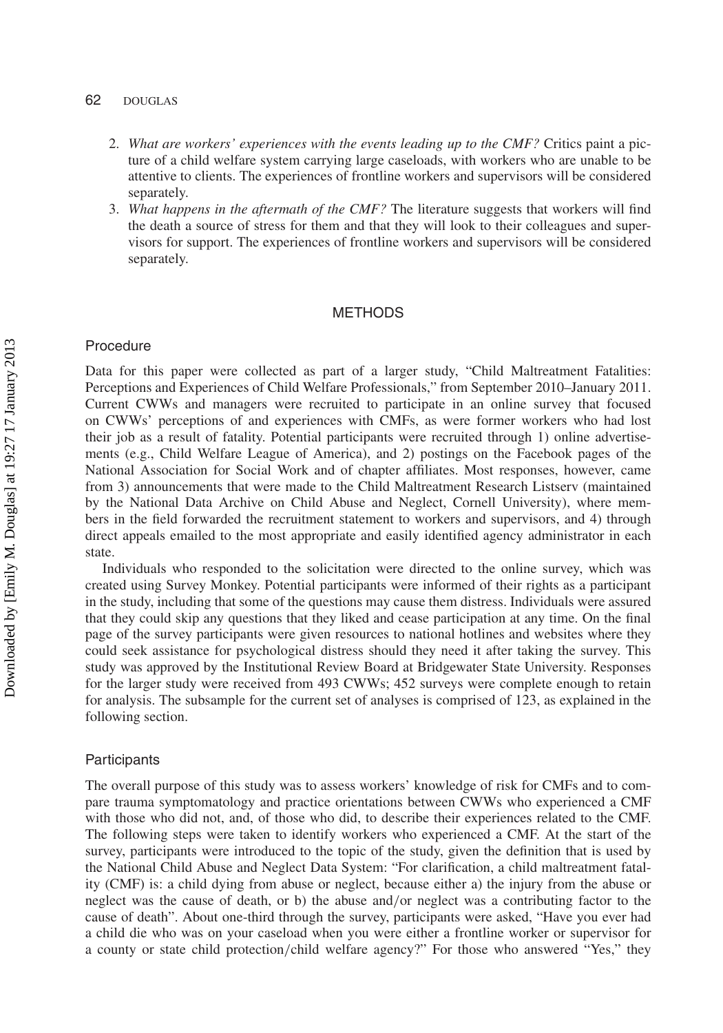2. *What are workers' experiences with the events leading up to the CMF?* Critics paint a picture of a child welfare system carrying large caseloads, with workers who are unable to be attentive to clients. The experiences of frontline workers and supervisors will be considered separately.
3. *What happens in the aftermath of the CMF?* The literature suggests that workers will find the death a source of stress for them and that they will look to their colleagues and supervisors for support. The experiences of frontline workers and supervisors will be considered separately.

## METHODS

### Procedure

Data for this paper were collected as part of a larger study, "Child Maltreatment Fatalities: Perceptions and Experiences of Child Welfare Professionals," from September 2010–January 2011. Current CWWs and managers were recruited to participate in an online survey that focused on CWWs' perceptions of and experiences with CMFs, as were former workers who had lost their job as a result of fatality. Potential participants were recruited through 1) online advertisements (e.g., Child Welfare League of America), and 2) postings on the Facebook pages of the National Association for Social Work and of chapter affiliates. Most responses, however, came from 3) announcements that were made to the Child Maltreatment Research Listserv (maintained by the National Data Archive on Child Abuse and Neglect, Cornell University), where members in the field forwarded the recruitment statement to workers and supervisors, and 4) through direct appeals emailed to the most appropriate and easily identified agency administrator in each state.

Individuals who responded to the solicitation were directed to the online survey, which was created using Survey Monkey. Potential participants were informed of their rights as a participant in the study, including that some of the questions may cause them distress. Individuals were assured that they could skip any questions that they liked and cease participation at any time. On the final page of the survey participants were given resources to national hotlines and websites where they could seek assistance for psychological distress should they need it after taking the survey. This study was approved by the Institutional Review Board at Bridgewater State University. Responses for the larger study were received from 493 CWWs; 452 surveys were complete enough to retain for analysis. The subsample for the current set of analyses is comprised of 123, as explained in the following section.

### Participants

The overall purpose of this study was to assess workers' knowledge of risk for CMFs and to compare trauma symptomatology and practice orientations between CWWs who experienced a CMF with those who did not, and, of those who did, to describe their experiences related to the CMF. The following steps were taken to identify workers who experienced a CMF. At the start of the survey, participants were introduced to the topic of the study, given the definition that is used by the National Child Abuse and Neglect Data System: "For clarification, a child maltreatment fatality (CMF) is: a child dying from abuse or neglect, because either a) the injury from the abuse or neglect was the cause of death, or b) the abuse and/or neglect was a contributing factor to the cause of death". About one-third through the survey, participants were asked, "Have you ever had a child die who was on your caseload when you were either a frontline worker or supervisor for a county or state child protection/child welfare agency?" For those who answered "Yes," they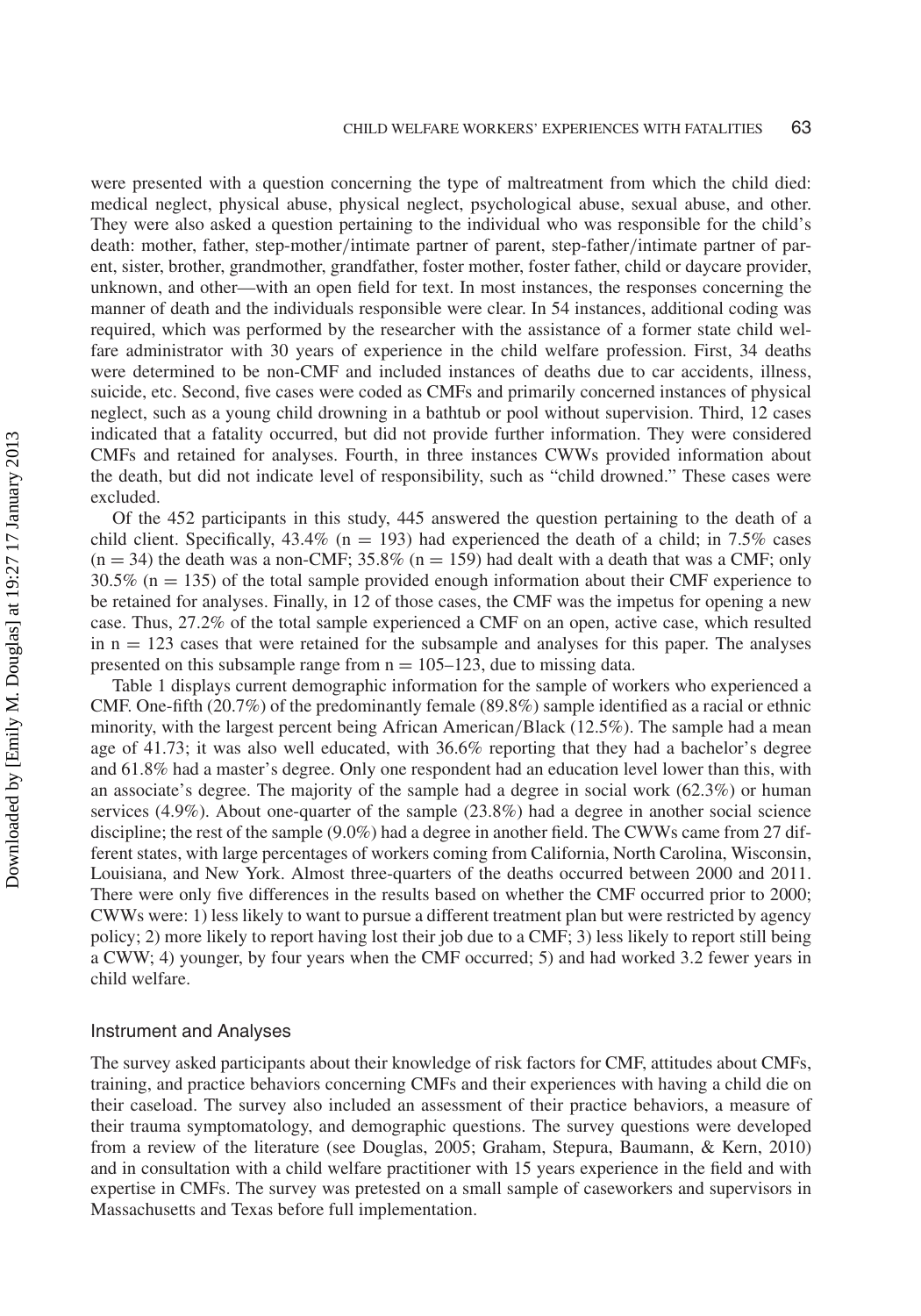were presented with a question concerning the type of maltreatment from which the child died: medical neglect, physical abuse, physical neglect, psychological abuse, sexual abuse, and other. They were also asked a question pertaining to the individual who was responsible for the child's death: mother, father, step-mother/intimate partner of parent, step-father/intimate partner of parent, sister, brother, grandmother, grandfather, foster mother, foster father, child or daycare provider, unknown, and other—with an open field for text. In most instances, the responses concerning the manner of death and the individuals responsible were clear. In 54 instances, additional coding was required, which was performed by the researcher with the assistance of a former state child welfare administrator with 30 years of experience in the child welfare profession. First, 34 deaths were determined to be non-CMF and included instances of deaths due to car accidents, illness, suicide, etc. Second, five cases were coded as CMFs and primarily concerned instances of physical neglect, such as a young child drowning in a bathtub or pool without supervision. Third, 12 cases indicated that a fatality occurred, but did not provide further information. They were considered CMFs and retained for analyses. Fourth, in three instances CWWs provided information about the death, but did not indicate level of responsibility, such as "child drowned." These cases were excluded.

Of the 452 participants in this study, 445 answered the question pertaining to the death of a child client. Specifically, 43.4% ($n = 193$) had experienced the death of a child; in 7.5% cases ($n = 34$) the death was a non-CMF; 35.8% ($n = 159$) had dealt with a death that was a CMF; only 30.5% ($n = 135$) of the total sample provided enough information about their CMF experience to be retained for analyses. Finally, in 12 of those cases, the CMF was the impetus for opening a new case. Thus, 27.2% of the total sample experienced a CMF on an open, active case, which resulted in $n = 123$ cases that were retained for the subsample and analyses for this paper. The analyses presented on this subsample range from $n = 105$–$123$, due to missing data.

Table 1 displays current demographic information for the sample of workers who experienced a CMF. One-fifth (20.7%) of the predominantly female (89.8%) sample identified as a racial or ethnic minority, with the largest percent being African American/Black (12.5%). The sample had a mean age of 41.73; it was also well educated, with 36.6% reporting that they had a bachelor's degree and 61.8% had a master's degree. Only one respondent had an education level lower than this, with an associate's degree. The majority of the sample had a degree in social work (62.3%) or human services (4.9%). About one-quarter of the sample (23.8%) had a degree in another social science discipline; the rest of the sample (9.0%) had a degree in another field. The CWWs came from 27 different states, with large percentages of workers coming from California, North Carolina, Wisconsin, Louisiana, and New York. Almost three-quarters of the deaths occurred between 2000 and 2011. There were only five differences in the results based on whether the CMF occurred prior to 2000; CWWs were: 1) less likely to want to pursue a different treatment plan but were restricted by agency policy; 2) more likely to report having lost their job due to a CMF; 3) less likely to report still being a CWW; 4) younger, by four years when the CMF occurred; 5) and had worked 3.2 fewer years in child welfare.

## Instrument and Analyses

The survey asked participants about their knowledge of risk factors for CMF, attitudes about CMFs, training, and practice behaviors concerning CMFs and their experiences with having a child die on their caseload. The survey also included an assessment of their practice behaviors, a measure of their trauma symptomatology, and demographic questions. The survey questions were developed from a review of the literature (see Douglas, 2005; Graham, Stepura, Baumann, & Kern, 2010) and in consultation with a child welfare practitioner with 15 years experience in the field and with expertise in CMFs. The survey was pretested on a small sample of caseworkers and supervisors in Massachusetts and Texas before full implementation.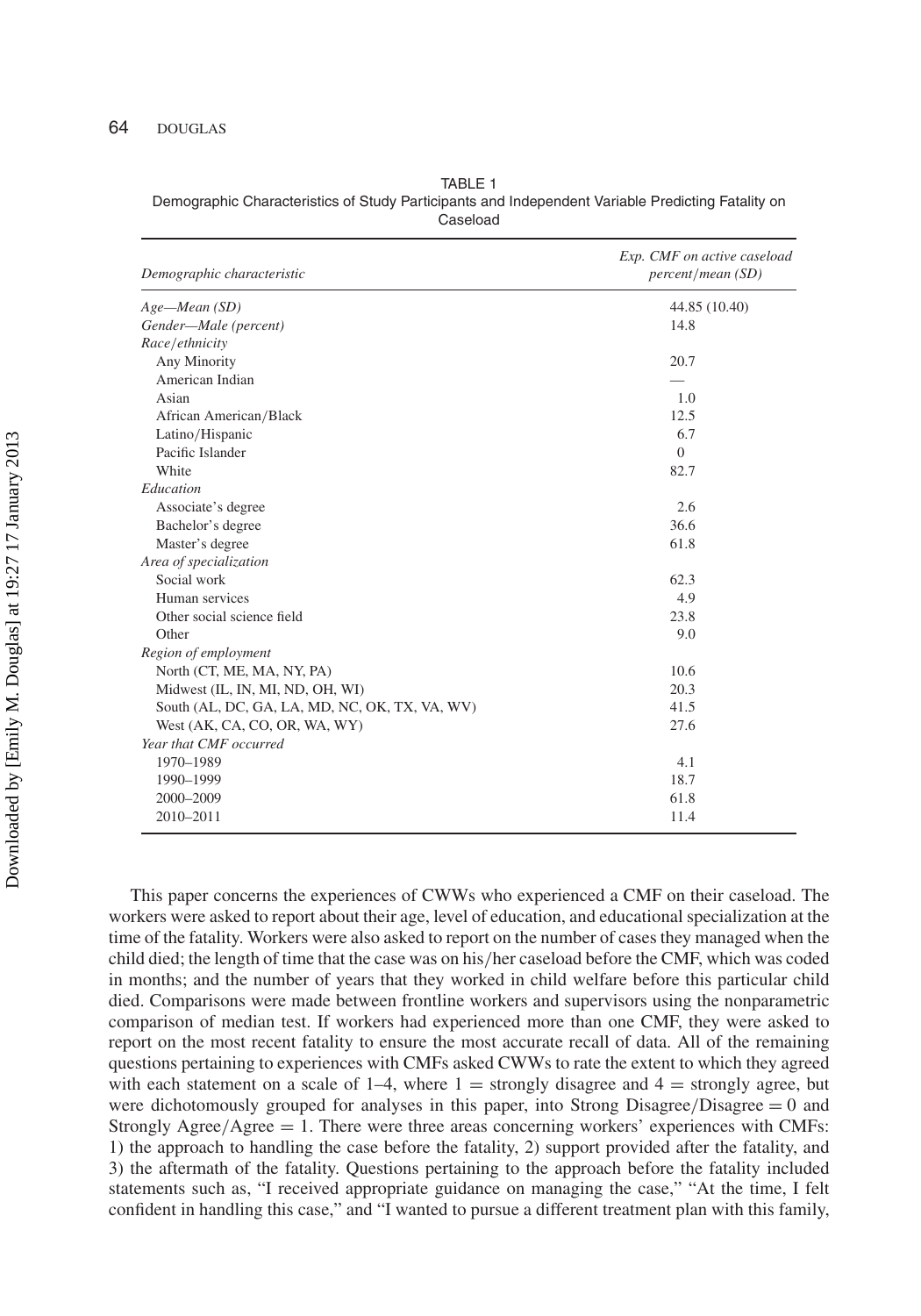TABLE 1
Demographic Characteristics of Study Participants and Independent Variable Predicting Fatality on Caseload

| *Demographic characteristic* | *Exp. CMF on active caseload percent/mean (SD)* |
|---|---|
| *Age—Mean (SD)* | 44.85 (10.40) |
| *Gender—Male (percent)* | 14.8 |
| *Race/ethnicity* | |
| Any Minority | 20.7 |
| American Indian | — |
| Asian | 1.0 |
| African American/Black | 12.5 |
| Latino/Hispanic | 6.7 |
| Pacific Islander | 0 |
| White | 82.7 |
| *Education* | |
| Associate's degree | 2.6 |
| Bachelor's degree | 36.6 |
| Master's degree | 61.8 |
| *Area of specialization* | |
| Social work | 62.3 |
| Human services | 4.9 |
| Other social science field | 23.8 |
| Other | 9.0 |
| *Region of employment* | |
| North (CT, ME, MA, NY, PA) | 10.6 |
| Midwest (IL, IN, MI, ND, OH, WI) | 20.3 |
| South (AL, DC, GA, LA, MD, NC, OK, TX, VA, WV) | 41.5 |
| West (AK, CA, CO, OR, WA, WY) | 27.6 |
| *Year that CMF occurred* | |
| 1970–1989 | 4.1 |
| 1990–1999 | 18.7 |
| 2000–2009 | 61.8 |
| 2010–2011 | 11.4 |

This paper concerns the experiences of CWWs who experienced a CMF on their caseload. The workers were asked to report about their age, level of education, and educational specialization at the time of the fatality. Workers were also asked to report on the number of cases they managed when the child died; the length of time that the case was on his/her caseload before the CMF, which was coded in months; and the number of years that they worked in child welfare before this particular child died. Comparisons were made between frontline workers and supervisors using the nonparametric comparison of median test. If workers had experienced more than one CMF, they were asked to report on the most recent fatality to ensure the most accurate recall of data. All of the remaining questions pertaining to experiences with CMFs asked CWWs to rate the extent to which they agreed with each statement on a scale of 1–4, where 1 = strongly disagree and 4 = strongly agree, but were dichotomously grouped for analyses in this paper, into Strong Disagree/Disagree = 0 and Strongly Agree/Agree = 1. There were three areas concerning workers' experiences with CMFs: 1) the approach to handling the case before the fatality, 2) support provided after the fatality, and 3) the aftermath of the fatality. Questions pertaining to the approach before the fatality included statements such as, "I received appropriate guidance on managing the case," "At the time, I felt confident in handling this case," and "I wanted to pursue a different treatment plan with this family,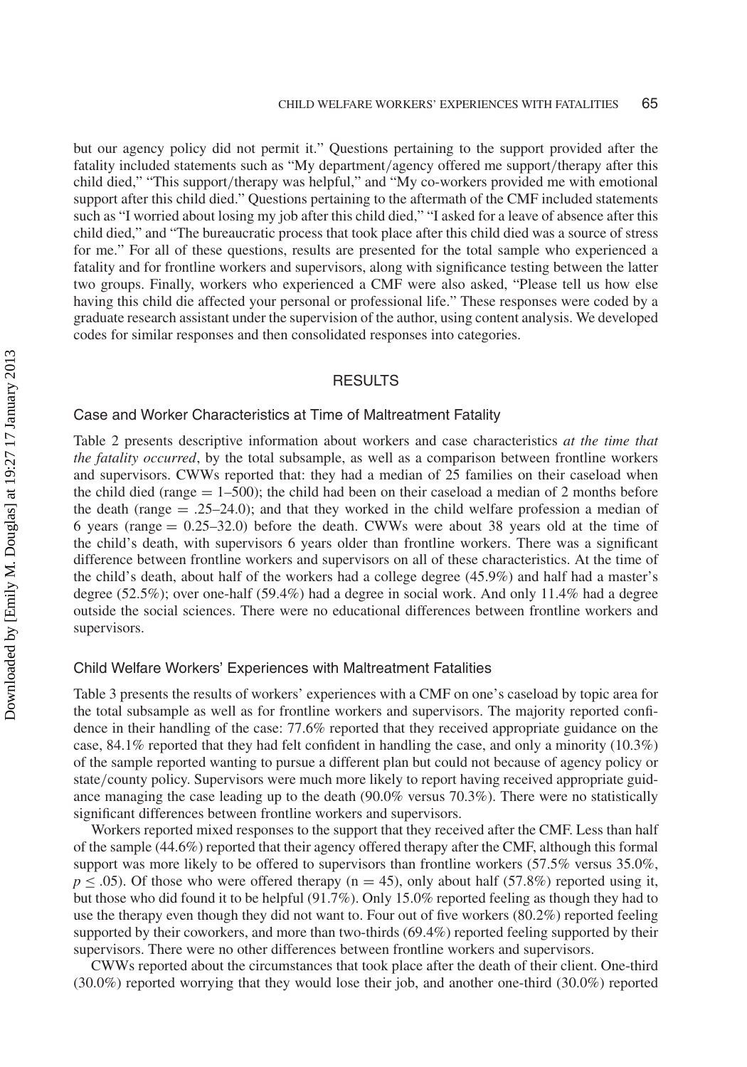but our agency policy did not permit it." Questions pertaining to the support provided after the fatality included statements such as "My department/agency offered me support/therapy after this child died," "This support/therapy was helpful," and "My co-workers provided me with emotional support after this child died." Questions pertaining to the aftermath of the CMF included statements such as "I worried about losing my job after this child died," "I asked for a leave of absence after this child died," and "The bureaucratic process that took place after this child died was a source of stress for me." For all of these questions, results are presented for the total sample who experienced a fatality and for frontline workers and supervisors, along with significance testing between the latter two groups. Finally, workers who experienced a CMF were also asked, "Please tell us how else having this child die affected your personal or professional life." These responses were coded by a graduate research assistant under the supervision of the author, using content analysis. We developed codes for similar responses and then consolidated responses into categories.

## RESULTS

### Case and Worker Characteristics at Time of Maltreatment Fatality

Table 2 presents descriptive information about workers and case characteristics *at the time that the fatality occurred*, by the total subsample, as well as a comparison between frontline workers and supervisors. CWWs reported that: they had a median of 25 families on their caseload when the child died (range = 1–500); the child had been on their caseload a median of 2 months before the death (range = .25–24.0); and that they worked in the child welfare profession a median of 6 years (range = 0.25–32.0) before the death. CWWs were about 38 years old at the time of the child's death, with supervisors 6 years older than frontline workers. There was a significant difference between frontline workers and supervisors on all of these characteristics. At the time of the child's death, about half of the workers had a college degree (45.9%) and half had a master's degree (52.5%); over one-half (59.4%) had a degree in social work. And only 11.4% had a degree outside the social sciences. There were no educational differences between frontline workers and supervisors.

### Child Welfare Workers' Experiences with Maltreatment Fatalities

Table 3 presents the results of workers' experiences with a CMF on one's caseload by topic area for the total subsample as well as for frontline workers and supervisors. The majority reported confidence in their handling of the case: 77.6% reported that they received appropriate guidance on the case, 84.1% reported that they had felt confident in handling the case, and only a minority (10.3%) of the sample reported wanting to pursue a different plan but could not because of agency policy or state/county policy. Supervisors were much more likely to report having received appropriate guidance managing the case leading up to the death (90.0% versus 70.3%). There were no statistically significant differences between frontline workers and supervisors.

Workers reported mixed responses to the support that they received after the CMF. Less than half of the sample (44.6%) reported that their agency offered therapy after the CMF, although this formal support was more likely to be offered to supervisors than frontline workers (57.5% versus 35.0%, $p \leq .05$). Of those who were offered therapy ($n = 45$), only about half (57.8%) reported using it, but those who did found it to be helpful (91.7%). Only 15.0% reported feeling as though they had to use the therapy even though they did not want to. Four out of five workers (80.2%) reported feeling supported by their coworkers, and more than two-thirds (69.4%) reported feeling supported by their supervisors. There were no other differences between frontline workers and supervisors.

CWWs reported about the circumstances that took place after the death of their client. One-third (30.0%) reported worrying that they would lose their job, and another one-third (30.0%) reported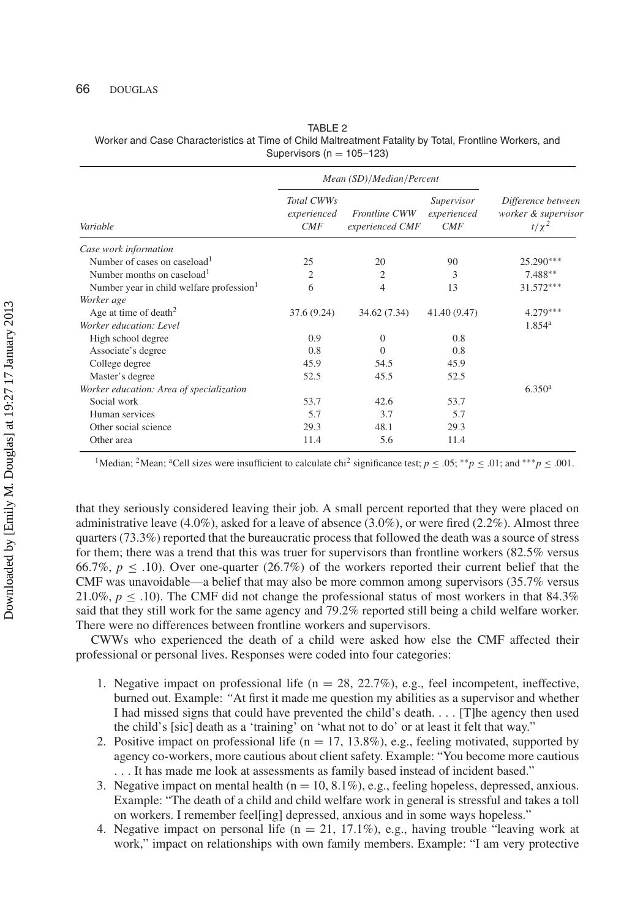TABLE 2
Worker and Case Characteristics at Time of Child Maltreatment Fatality by Total, Frontline Workers, and Supervisors (n = 105–123)

| Variable | Total CWWs experienced CMF | Frontline CWW experienced CMF | Supervisor experienced CMF | Difference between worker & supervisor $t/\chi^2$ |
|---|---|---|---|---|
| | *Mean (SD)/Median/Percent* | | | |
| *Case work information* | | | | |
| Number of cases on caseload[1] | 25 | 20 | 90 | 25.290*** |
| Number months on caseload[1] | 2 | 2 | 3 | 7.488** |
| Number year in child welfare profession[1] | 6 | 4 | 13 | 31.572*** |
| *Worker age* | | | | |
| Age at time of death[2] | 37.6 (9.24) | 34.62 (7.34) | 41.40 (9.47) | 4.279*** |
| *Worker education: Level* | | | | 1.854[a] |
| High school degree | 0.9 | 0 | 0.8 | |
| Associate's degree | 0.8 | 0 | 0.8 | |
| College degree | 45.9 | 54.5 | 45.9 | |
| Master's degree | 52.5 | 45.5 | 52.5 | |
| *Worker education: Area of specialization* | | | | 6.350[a] |
| Social work | 53.7 | 42.6 | 53.7 | |
| Human services | 5.7 | 3.7 | 5.7 | |
| Other social science | 29.3 | 48.1 | 29.3 | |
| Other area | 11.4 | 5.6 | 11.4 | |

[1]Median; [2]Mean; [a]Cell sizes were insufficient to calculate chi$^2$ significance test; $p \leq .05$; $^{**}p \leq .01$; and $^{***}p \leq .001$.

that they seriously considered leaving their job. A small percent reported that they were placed on administrative leave (4.0%), asked for a leave of absence (3.0%), or were fired (2.2%). Almost three quarters (73.3%) reported that the bureaucratic process that followed the death was a source of stress for them; there was a trend that this was truer for supervisors than frontline workers (82.5% versus 66.7%, $p \leq .10$). Over one-quarter (26.7%) of the workers reported their current belief that the CMF was unavoidable—a belief that may also be more common among supervisors (35.7% versus 21.0%, $p \leq .10$). The CMF did not change the professional status of most workers in that 84.3% said that they still work for the same agency and 79.2% reported still being a child welfare worker. There were no differences between frontline workers and supervisors.

CWWs who experienced the death of a child were asked how else the CMF affected their professional or personal lives. Responses were coded into four categories:

1. Negative impact on professional life (n = 28, 22.7%), e.g., feel incompetent, ineffective, burned out. Example: "At first it made me question my abilities as a supervisor and whether I had missed signs that could have prevented the child's death. . . . [T]he agency then used the child's [sic] death as a 'training' on 'what not to do' or at least it felt that way."
2. Positive impact on professional life (n = 17, 13.8%), e.g., feeling motivated, supported by agency co-workers, more cautious about client safety. Example: "You become more cautious . . . It has made me look at assessments as family based instead of incident based."
3. Negative impact on mental health (n = 10, 8.1%), e.g., feeling hopeless, depressed, anxious. Example: "The death of a child and child welfare work in general is stressful and takes a toll on workers. I remember feel[ing] depressed, anxious and in some ways hopeless."
4. Negative impact on personal life (n = 21, 17.1%), e.g., having trouble "leaving work at work," impact on relationships with own family members. Example: "I am very protective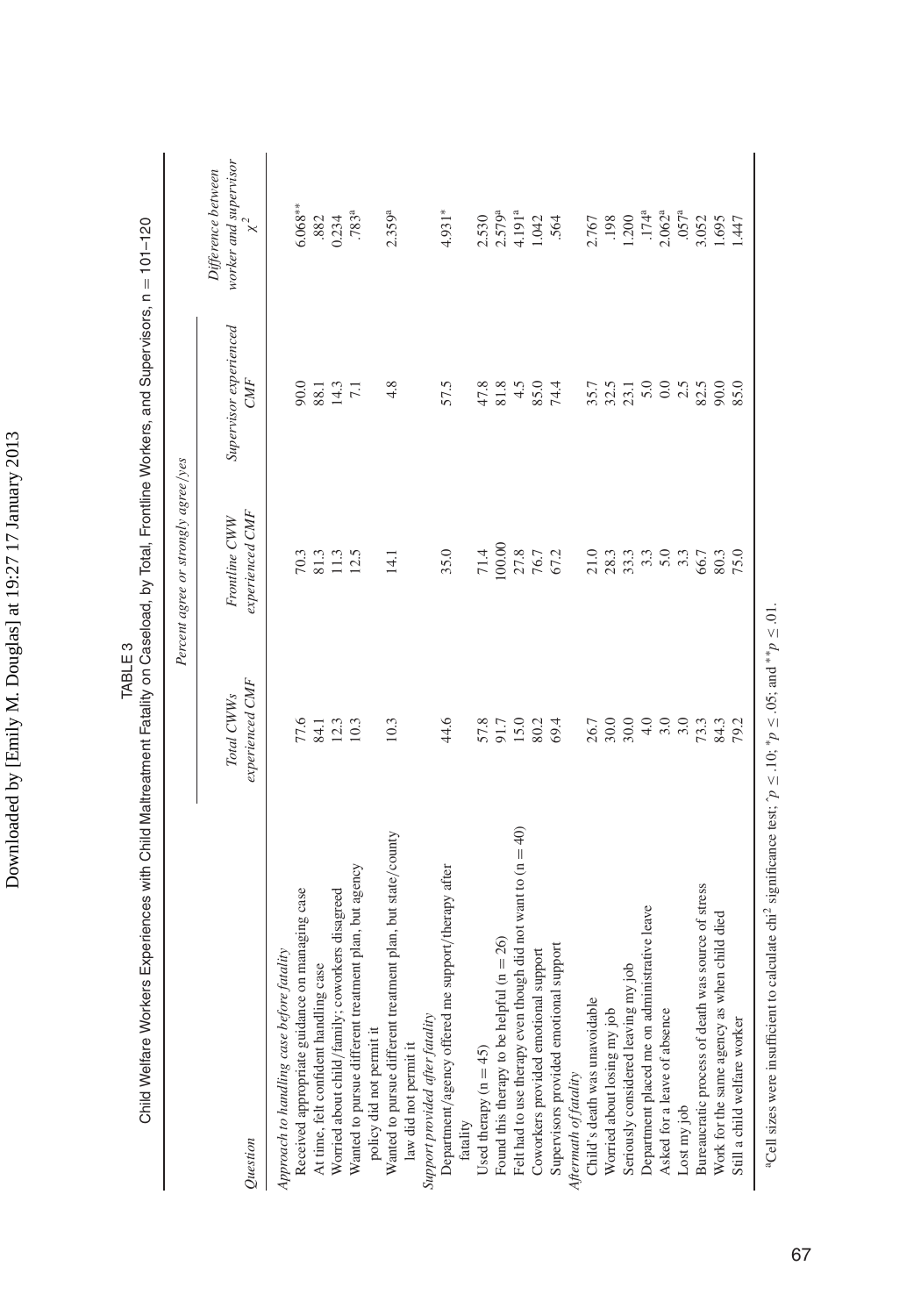TABLE 3
Child Welfare Workers Experiences with Child Maltreatment Fatality on Caseload, by Total, Frontline Workers, and Supervisors, n = 101–120

| Question | Percent agree or strongly agree/yes | | | |
|---|---|---|---|---|
| | Total CWWs experienced CMF | Frontline CWW experienced CMF | Supervisor experienced CMF | Difference between worker and supervisor $\chi^2$ |
| *Approach to handling case before fatality* | | | | |
| Received appropriate guidance on managing case | 77.6 | 70.3 | 90.0 | 6.068** |
| At time, felt confident handling case | 84.1 | 81.3 | 88.1 | .882 |
| Worried about child/family; coworkers disagreed | 12.3 | 11.3 | 14.3 | 0.234 |
| Wanted to pursue different treatment plan, but agency policy did not permit it | 10.3 | 12.5 | 7.1 | .783[a] |
| Wanted to pursue different treatment plan, but state/county law did not permit it | 10.3 | 14.1 | 4.8 | 2.359[a] |
| *Support provided after fatality* | | | | |
| Department/agency offered me support/therapy after fatality | 44.6 | 35.0 | 57.5 | 4.931* |
| Used therapy (n = 45) | 57.8 | 71.4 | 47.8 | 2.530 |
| Found this therapy to be helpful (n = 26) | 91.7 | 100.00 | 81.8 | 2.579[a] |
| Felt had to use therapy even though did not want to (n = 40) | 15.0 | 27.8 | 4.5 | 4.191[a] |
| Coworkers provided emotional support | 80.2 | 76.7 | 85.0 | 1.042 |
| Supervisors provided emotional support | 69.4 | 67.2 | 74.4 | .564 |
| *Aftermath of fatality* | | | | |
| Child's death was unavoidable | 26.7 | 21.0 | 35.7 | 2.767 |
| Worried about losing my job | 30.0 | 28.3 | 32.5 | .198 |
| Seriously considered leaving my job | 30.0 | 33.3 | 23.1 | 1.200 |
| Department placed me on administrative leave | 4.0 | 3.3 | 5.0 | .174[a] |
| Asked for a leave of absence | 3.0 | 5.0 | 0.0 | 2.062[a] |
| Lost my job | 3.0 | 3.3 | 2.5 | .057[a] |
| Bureaucratic process of death was source of stress | 73.3 | 66.7 | 82.5 | 3.052 |
| Work for the same agency as when child died | 84.3 | 80.3 | 90.0 | 1.695 |
| Still a child welfare worker | 79.2 | 75.0 | 85.0 | 1.447 |

[a]Cell sizes were insufficient to calculate chi[2] significance test; ^$p \leq .10$; *$p \leq .05$; and **$p \leq .01$.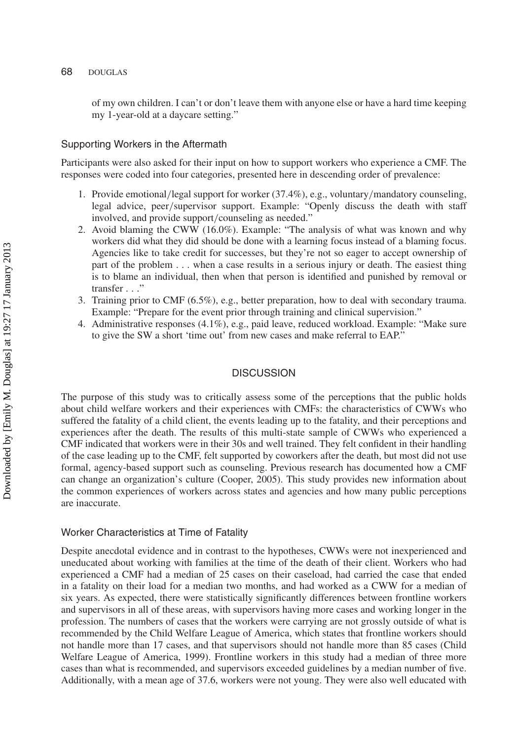of my own children. I can't or don't leave them with anyone else or have a hard time keeping my 1-year-old at a daycare setting."

### Supporting Workers in the Aftermath

Participants were also asked for their input on how to support workers who experience a CMF. The responses were coded into four categories, presented here in descending order of prevalence:

1. Provide emotional/legal support for worker (37.4%), e.g., voluntary/mandatory counseling, legal advice, peer/supervisor support. Example: "Openly discuss the death with staff involved, and provide support/counseling as needed."
2. Avoid blaming the CWW (16.0%). Example: "The analysis of what was known and why workers did what they did should be done with a learning focus instead of a blaming focus. Agencies like to take credit for successes, but they're not so eager to accept ownership of part of the problem . . . when a case results in a serious injury or death. The easiest thing is to blame an individual, then when that person is identified and punished by removal or transfer . . ."
3. Training prior to CMF (6.5%), e.g., better preparation, how to deal with secondary trauma. Example: "Prepare for the event prior through training and clinical supervision."
4. Administrative responses (4.1%), e.g., paid leave, reduced workload. Example: "Make sure to give the SW a short 'time out' from new cases and make referral to EAP."

## DISCUSSION

The purpose of this study was to critically assess some of the perceptions that the public holds about child welfare workers and their experiences with CMFs: the characteristics of CWWs who suffered the fatality of a child client, the events leading up to the fatality, and their perceptions and experiences after the death. The results of this multi-state sample of CWWs who experienced a CMF indicated that workers were in their 30s and well trained. They felt confident in their handling of the case leading up to the CMF, felt supported by coworkers after the death, but most did not use formal, agency-based support such as counseling. Previous research has documented how a CMF can change an organization's culture (Cooper, 2005). This study provides new information about the common experiences of workers across states and agencies and how many public perceptions are inaccurate.

### Worker Characteristics at Time of Fatality

Despite anecdotal evidence and in contrast to the hypotheses, CWWs were not inexperienced and uneducated about working with families at the time of the death of their client. Workers who had experienced a CMF had a median of 25 cases on their caseload, had carried the case that ended in a fatality on their load for a median two months, and had worked as a CWW for a median of six years. As expected, there were statistically significantly differences between frontline workers and supervisors in all of these areas, with supervisors having more cases and working longer in the profession. The numbers of cases that the workers were carrying are not grossly outside of what is recommended by the Child Welfare League of America, which states that frontline workers should not handle more than 17 cases, and that supervisors should not handle more than 85 cases (Child Welfare League of America, 1999). Frontline workers in this study had a median of three more cases than what is recommended, and supervisors exceeded guidelines by a median number of five. Additionally, with a mean age of 37.6, workers were not young. They were also well educated with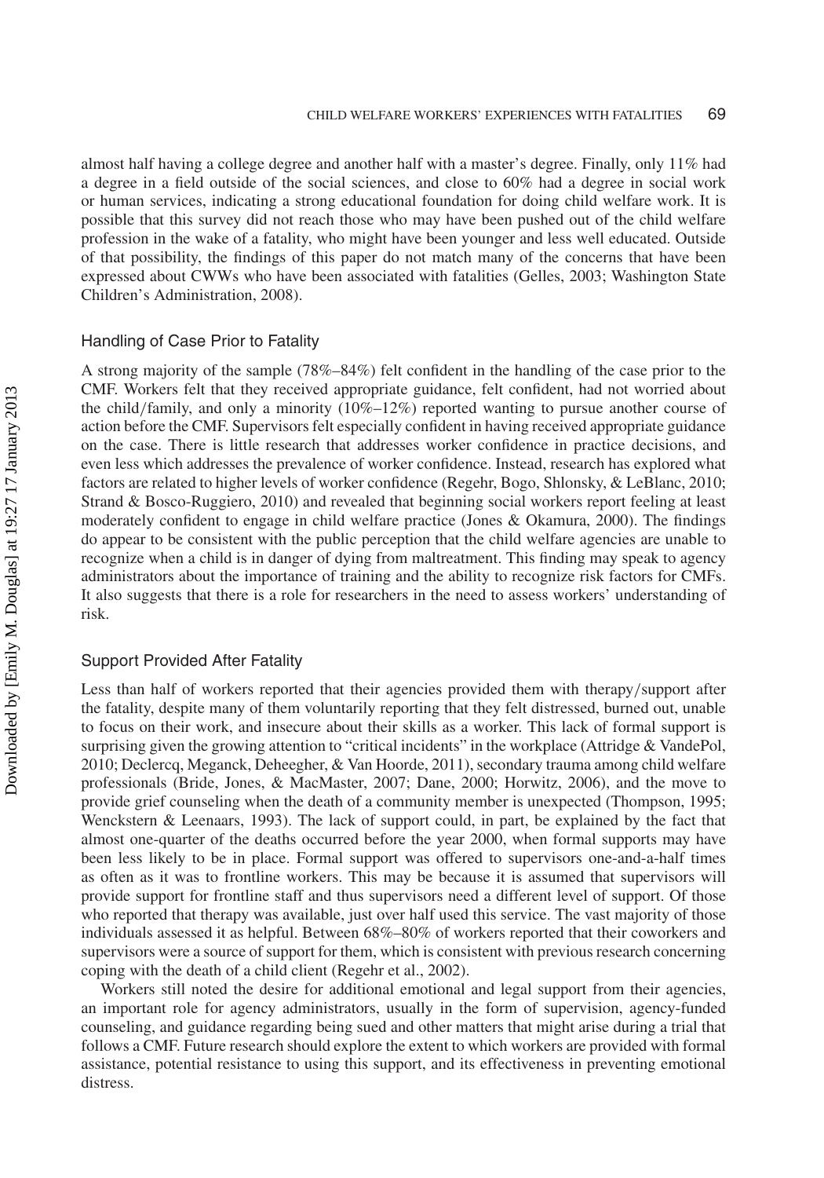almost half having a college degree and another half with a master's degree. Finally, only 11% had a degree in a field outside of the social sciences, and close to 60% had a degree in social work or human services, indicating a strong educational foundation for doing child welfare work. It is possible that this survey did not reach those who may have been pushed out of the child welfare profession in the wake of a fatality, who might have been younger and less well educated. Outside of that possibility, the findings of this paper do not match many of the concerns that have been expressed about CWWs who have been associated with fatalities (Gelles, 2003; Washington State Children's Administration, 2008).

## Handling of Case Prior to Fatality

A strong majority of the sample (78%–84%) felt confident in the handling of the case prior to the CMF. Workers felt that they received appropriate guidance, felt confident, had not worried about the child/family, and only a minority (10%–12%) reported wanting to pursue another course of action before the CMF. Supervisors felt especially confident in having received appropriate guidance on the case. There is little research that addresses worker confidence in practice decisions, and even less which addresses the prevalence of worker confidence. Instead, research has explored what factors are related to higher levels of worker confidence (Regehr, Bogo, Shlonsky, & LeBlanc, 2010; Strand & Bosco-Ruggiero, 2010) and revealed that beginning social workers report feeling at least moderately confident to engage in child welfare practice (Jones & Okamura, 2000). The findings do appear to be consistent with the public perception that the child welfare agencies are unable to recognize when a child is in danger of dying from maltreatment. This finding may speak to agency administrators about the importance of training and the ability to recognize risk factors for CMFs. It also suggests that there is a role for researchers in the need to assess workers' understanding of risk.

## Support Provided After Fatality

Less than half of workers reported that their agencies provided them with therapy/support after the fatality, despite many of them voluntarily reporting that they felt distressed, burned out, unable to focus on their work, and insecure about their skills as a worker. This lack of formal support is surprising given the growing attention to "critical incidents" in the workplace (Attridge & VandePol, 2010; Declercq, Meganck, Deheegher, & Van Hoorde, 2011), secondary trauma among child welfare professionals (Bride, Jones, & MacMaster, 2007; Dane, 2000; Horwitz, 2006), and the move to provide grief counseling when the death of a community member is unexpected (Thompson, 1995; Wenckstern & Leenaars, 1993). The lack of support could, in part, be explained by the fact that almost one-quarter of the deaths occurred before the year 2000, when formal supports may have been less likely to be in place. Formal support was offered to supervisors one-and-a-half times as often as it was to frontline workers. This may be because it is assumed that supervisors will provide support for frontline staff and thus supervisors need a different level of support. Of those who reported that therapy was available, just over half used this service. The vast majority of those individuals assessed it as helpful. Between 68%–80% of workers reported that their coworkers and supervisors were a source of support for them, which is consistent with previous research concerning coping with the death of a child client (Regehr et al., 2002).

Workers still noted the desire for additional emotional and legal support from their agencies, an important role for agency administrators, usually in the form of supervision, agency-funded counseling, and guidance regarding being sued and other matters that might arise during a trial that follows a CMF. Future research should explore the extent to which workers are provided with formal assistance, potential resistance to using this support, and its effectiveness in preventing emotional distress.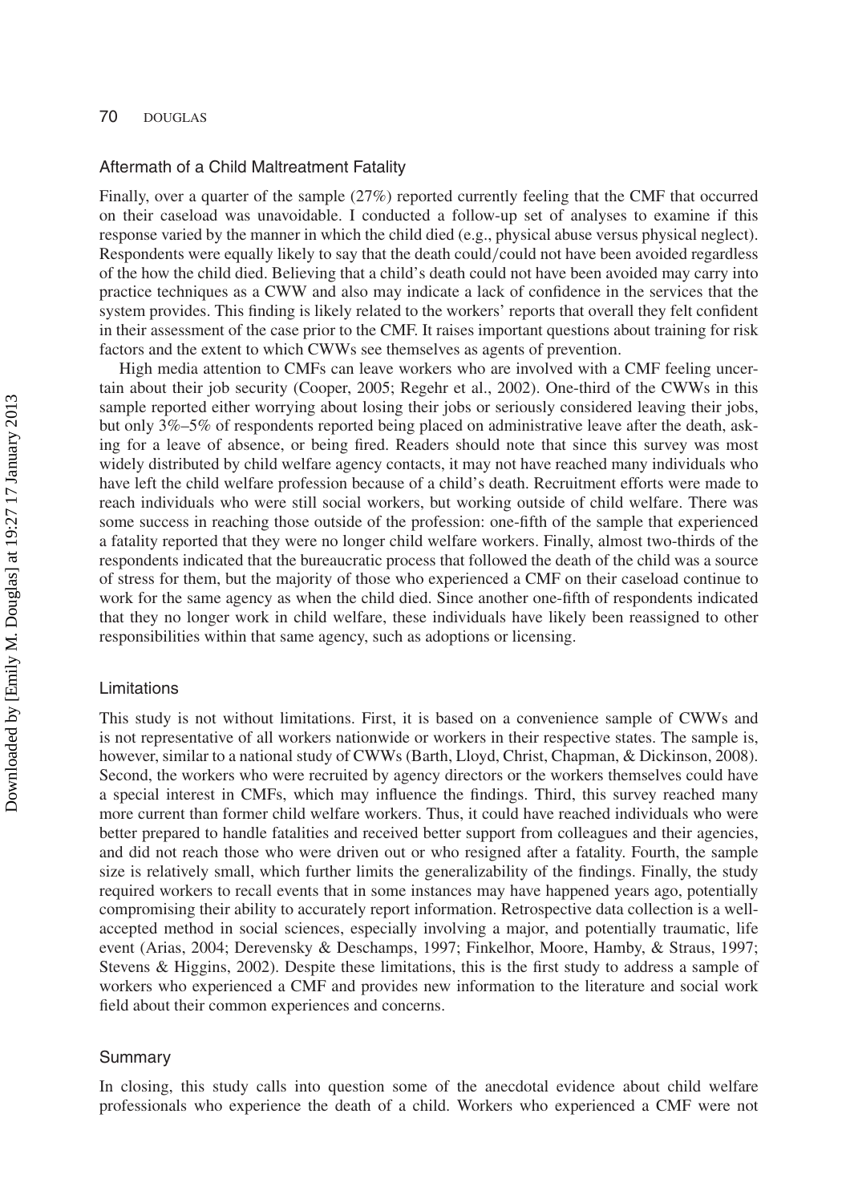### Aftermath of a Child Maltreatment Fatality

Finally, over a quarter of the sample (27%) reported currently feeling that the CMF that occurred on their caseload was unavoidable. I conducted a follow-up set of analyses to examine if this response varied by the manner in which the child died (e.g., physical abuse versus physical neglect). Respondents were equally likely to say that the death could/could not have been avoided regardless of the how the child died. Believing that a child's death could not have been avoided may carry into practice techniques as a CWW and also may indicate a lack of confidence in the services that the system provides. This finding is likely related to the workers' reports that overall they felt confident in their assessment of the case prior to the CMF. It raises important questions about training for risk factors and the extent to which CWWs see themselves as agents of prevention.

High media attention to CMFs can leave workers who are involved with a CMF feeling uncertain about their job security (Cooper, 2005; Regehr et al., 2002). One-third of the CWWs in this sample reported either worrying about losing their jobs or seriously considered leaving their jobs, but only 3%–5% of respondents reported being placed on administrative leave after the death, asking for a leave of absence, or being fired. Readers should note that since this survey was most widely distributed by child welfare agency contacts, it may not have reached many individuals who have left the child welfare profession because of a child's death. Recruitment efforts were made to reach individuals who were still social workers, but working outside of child welfare. There was some success in reaching those outside of the profession: one-fifth of the sample that experienced a fatality reported that they were no longer child welfare workers. Finally, almost two-thirds of the respondents indicated that the bureaucratic process that followed the death of the child was a source of stress for them, but the majority of those who experienced a CMF on their caseload continue to work for the same agency as when the child died. Since another one-fifth of respondents indicated that they no longer work in child welfare, these individuals have likely been reassigned to other responsibilities within that same agency, such as adoptions or licensing.

### Limitations

This study is not without limitations. First, it is based on a convenience sample of CWWs and is not representative of all workers nationwide or workers in their respective states. The sample is, however, similar to a national study of CWWs (Barth, Lloyd, Christ, Chapman, & Dickinson, 2008). Second, the workers who were recruited by agency directors or the workers themselves could have a special interest in CMFs, which may influence the findings. Third, this survey reached many more current than former child welfare workers. Thus, it could have reached individuals who were better prepared to handle fatalities and received better support from colleagues and their agencies, and did not reach those who were driven out or who resigned after a fatality. Fourth, the sample size is relatively small, which further limits the generalizability of the findings. Finally, the study required workers to recall events that in some instances may have happened years ago, potentially compromising their ability to accurately report information. Retrospective data collection is a well-accepted method in social sciences, especially involving a major, and potentially traumatic, life event (Arias, 2004; Derevensky & Deschamps, 1997; Finkelhor, Moore, Hamby, & Straus, 1997; Stevens & Higgins, 2002). Despite these limitations, this is the first study to address a sample of workers who experienced a CMF and provides new information to the literature and social work field about their common experiences and concerns.

### Summary

In closing, this study calls into question some of the anecdotal evidence about child welfare professionals who experience the death of a child. Workers who experienced a CMF were not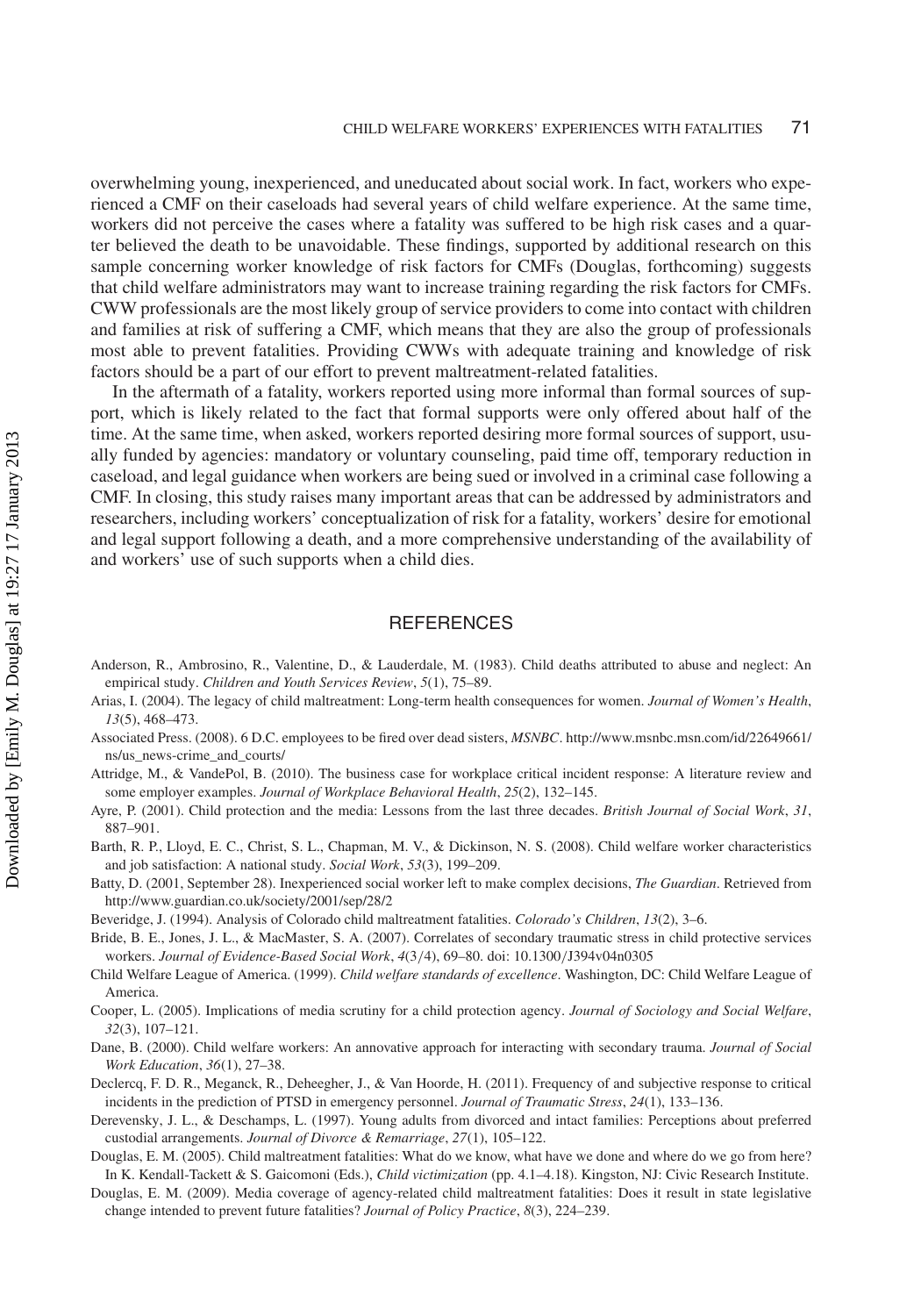overwhelming young, inexperienced, and uneducated about social work. In fact, workers who experienced a CMF on their caseloads had several years of child welfare experience. At the same time, workers did not perceive the cases where a fatality was suffered to be high risk cases and a quarter believed the death to be unavoidable. These findings, supported by additional research on this sample concerning worker knowledge of risk factors for CMFs (Douglas, forthcoming) suggests that child welfare administrators may want to increase training regarding the risk factors for CMFs. CWW professionals are the most likely group of service providers to come into contact with children and families at risk of suffering a CMF, which means that they are also the group of professionals most able to prevent fatalities. Providing CWWs with adequate training and knowledge of risk factors should be a part of our effort to prevent maltreatment-related fatalities.

In the aftermath of a fatality, workers reported using more informal than formal sources of support, which is likely related to the fact that formal supports were only offered about half of the time. At the same time, when asked, workers reported desiring more formal sources of support, usually funded by agencies: mandatory or voluntary counseling, paid time off, temporary reduction in caseload, and legal guidance when workers are being sued or involved in a criminal case following a CMF. In closing, this study raises many important areas that can be addressed by administrators and researchers, including workers' conceptualization of risk for a fatality, workers' desire for emotional and legal support following a death, and a more comprehensive understanding of the availability of and workers' use of such supports when a child dies.

## REFERENCES

Anderson, R., Ambrosino, R., Valentine, D., & Lauderdale, M. (1983). Child deaths attributed to abuse and neglect: An empirical study. *Children and Youth Services Review*, *5*(1), 75–89.

Arias, I. (2004). The legacy of child maltreatment: Long-term health consequences for women. *Journal of Women's Health*, *13*(5), 468–473.

Associated Press. (2008). 6 D.C. employees to be fired over dead sisters, *MSNBC*. http://www.msnbc.msn.com/id/22649661/ns/us_news-crime_and_courts/

Attridge, M., & VandePol, B. (2010). The business case for workplace critical incident response: A literature review and some employer examples. *Journal of Workplace Behavioral Health*, *25*(2), 132–145.

Ayre, P. (2001). Child protection and the media: Lessons from the last three decades. *British Journal of Social Work*, *31*, 887–901.

Barth, R. P., Lloyd, E. C., Christ, S. L., Chapman, M. V., & Dickinson, N. S. (2008). Child welfare worker characteristics and job satisfaction: A national study. *Social Work*, *53*(3), 199–209.

Batty, D. (2001, September 28). Inexperienced social worker left to make complex decisions, *The Guardian*. Retrieved from http://www.guardian.co.uk/society/2001/sep/28/2

Beveridge, J. (1994). Analysis of Colorado child maltreatment fatalities. *Colorado's Children*, *13*(2), 3–6.

Bride, B. E., Jones, J. L., & MacMaster, S. A. (2007). Correlates of secondary traumatic stress in child protective services workers. *Journal of Evidence-Based Social Work*, *4*(3/4), 69–80. doi: 10.1300/J394v04n0305

Child Welfare League of America. (1999). *Child welfare standards of excellence*. Washington, DC: Child Welfare League of America.

Cooper, L. (2005). Implications of media scrutiny for a child protection agency. *Journal of Sociology and Social Welfare*, *32*(3), 107–121.

Dane, B. (2000). Child welfare workers: An annovative approach for interacting with secondary trauma. *Journal of Social Work Education*, *36*(1), 27–38.

Declercq, F. D. R., Meganck, R., Deheegher, J., & Van Hoorde, H. (2011). Frequency of and subjective response to critical incidents in the prediction of PTSD in emergency personnel. *Journal of Traumatic Stress*, *24*(1), 133–136.

Derevensky, J. L., & Deschamps, L. (1997). Young adults from divorced and intact families: Perceptions about preferred custodial arrangements. *Journal of Divorce & Remarriage*, *27*(1), 105–122.

Douglas, E. M. (2005). Child maltreatment fatalities: What do we know, what have we done and where do we go from here? In K. Kendall-Tackett & S. Gaicomoni (Eds.), *Child victimization* (pp. 4.1–4.18). Kingston, NJ: Civic Research Institute.

Douglas, E. M. (2009). Media coverage of agency-related child maltreatment fatalities: Does it result in state legislative change intended to prevent future fatalities? *Journal of Policy Practice*, *8*(3), 224–239.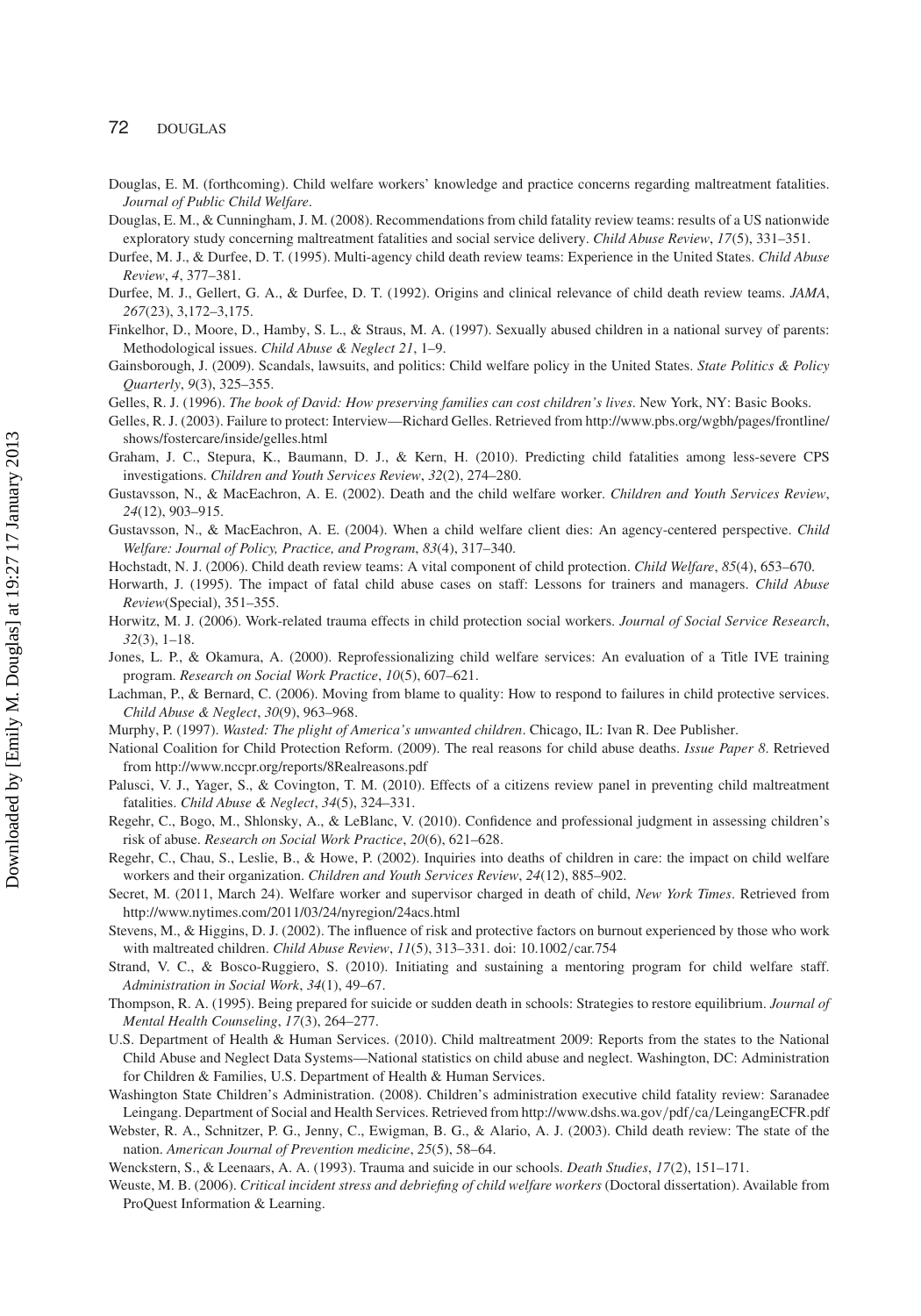Douglas, E. M. (forthcoming). Child welfare workers' knowledge and practice concerns regarding maltreatment fatalities. *Journal of Public Child Welfare*.

Douglas, E. M., & Cunningham, J. M. (2008). Recommendations from child fatality review teams: results of a US nationwide exploratory study concerning maltreatment fatalities and social service delivery. *Child Abuse Review*, *17*(5), 331–351.

Durfee, M. J., & Durfee, D. T. (1995). Multi-agency child death review teams: Experience in the United States. *Child Abuse Review*, *4*, 377–381.

Durfee, M. J., Gellert, G. A., & Durfee, D. T. (1992). Origins and clinical relevance of child death review teams. *JAMA*, *267*(23), 3,172–3,175.

Finkelhor, D., Moore, D., Hamby, S. L., & Straus, M. A. (1997). Sexually abused children in a national survey of parents: Methodological issues. *Child Abuse & Neglect 21*, 1–9.

Gainsborough, J. (2009). Scandals, lawsuits, and politics: Child welfare policy in the United States. *State Politics & Policy Quarterly*, *9*(3), 325–355.

Gelles, R. J. (1996). *The book of David: How preserving families can cost children's lives*. New York, NY: Basic Books.

Gelles, R. J. (2003). Failure to protect: Interview—Richard Gelles. Retrieved from http://www.pbs.org/wgbh/pages/frontline/shows/fostercare/inside/gelles.html

Graham, J. C., Stepura, K., Baumann, D. J., & Kern, H. (2010). Predicting child fatalities among less-severe CPS investigations. *Children and Youth Services Review*, *32*(2), 274–280.

Gustavsson, N., & MacEachron, A. E. (2002). Death and the child welfare worker. *Children and Youth Services Review*, *24*(12), 903–915.

Gustavsson, N., & MacEachron, A. E. (2004). When a child welfare client dies: An agency-centered perspective. *Child Welfare: Journal of Policy, Practice, and Program*, *83*(4), 317–340.

Hochstadt, N. J. (2006). Child death review teams: A vital component of child protection. *Child Welfare*, *85*(4), 653–670.

Horwarth, J. (1995). The impact of fatal child abuse cases on staff: Lessons for trainers and managers. *Child Abuse Review*(Special), 351–355.

Horwitz, M. J. (2006). Work-related trauma effects in child protection social workers. *Journal of Social Service Research*, *32*(3), 1–18.

Jones, L. P., & Okamura, A. (2000). Reprofessionalizing child welfare services: An evaluation of a Title IVE training program. *Research on Social Work Practice*, *10*(5), 607–621.

Lachman, P., & Bernard, C. (2006). Moving from blame to quality: How to respond to failures in child protective services. *Child Abuse & Neglect*, *30*(9), 963–968.

Murphy, P. (1997). *Wasted: The plight of America's unwanted children*. Chicago, IL: Ivan R. Dee Publisher.

National Coalition for Child Protection Reform. (2009). The real reasons for child abuse deaths. *Issue Paper 8*. Retrieved from http://www.nccpr.org/reports/8Realreasons.pdf

Palusci, V. J., Yager, S., & Covington, T. M. (2010). Effects of a citizens review panel in preventing child maltreatment fatalities. *Child Abuse & Neglect*, *34*(5), 324–331.

Regehr, C., Bogo, M., Shlonsky, A., & LeBlanc, V. (2010). Confidence and professional judgment in assessing children's risk of abuse. *Research on Social Work Practice*, *20*(6), 621–628.

Regehr, C., Chau, S., Leslie, B., & Howe, P. (2002). Inquiries into deaths of children in care: the impact on child welfare workers and their organization. *Children and Youth Services Review*, *24*(12), 885–902.

Secret, M. (2011, March 24). Welfare worker and supervisor charged in death of child, *New York Times*. Retrieved from http://www.nytimes.com/2011/03/24/nyregion/24acs.html

Stevens, M., & Higgins, D. J. (2002). The influence of risk and protective factors on burnout experienced by those who work with maltreated children. *Child Abuse Review*, *11*(5), 313–331. doi: 10.1002/car.754

Strand, V. C., & Bosco-Ruggiero, S. (2010). Initiating and sustaining a mentoring program for child welfare staff. *Administration in Social Work*, *34*(1), 49–67.

Thompson, R. A. (1995). Being prepared for suicide or sudden death in schools: Strategies to restore equilibrium. *Journal of Mental Health Counseling*, *17*(3), 264–277.

U.S. Department of Health & Human Services. (2010). Child maltreatment 2009: Reports from the states to the National Child Abuse and Neglect Data Systems—National statistics on child abuse and neglect. Washington, DC: Administration for Children & Families, U.S. Department of Health & Human Services.

Washington State Children's Administration. (2008). Children's administration executive child fatality review: Saranadee Leingang. Department of Social and Health Services. Retrieved from http://www.dshs.wa.gov/pdf/ca/LeingangECFR.pdf

Webster, R. A., Schnitzer, P. G., Jenny, C., Ewigman, B. G., & Alario, A. J. (2003). Child death review: The state of the nation. *American Journal of Prevention medicine*, *25*(5), 58–64.

Wenckstern, S., & Leenaars, A. A. (1993). Trauma and suicide in our schools. *Death Studies*, *17*(2), 151–171.

Weuste, M. B. (2006). *Critical incident stress and debriefing of child welfare workers* (Doctoral dissertation). Available from ProQuest Information & Learning.